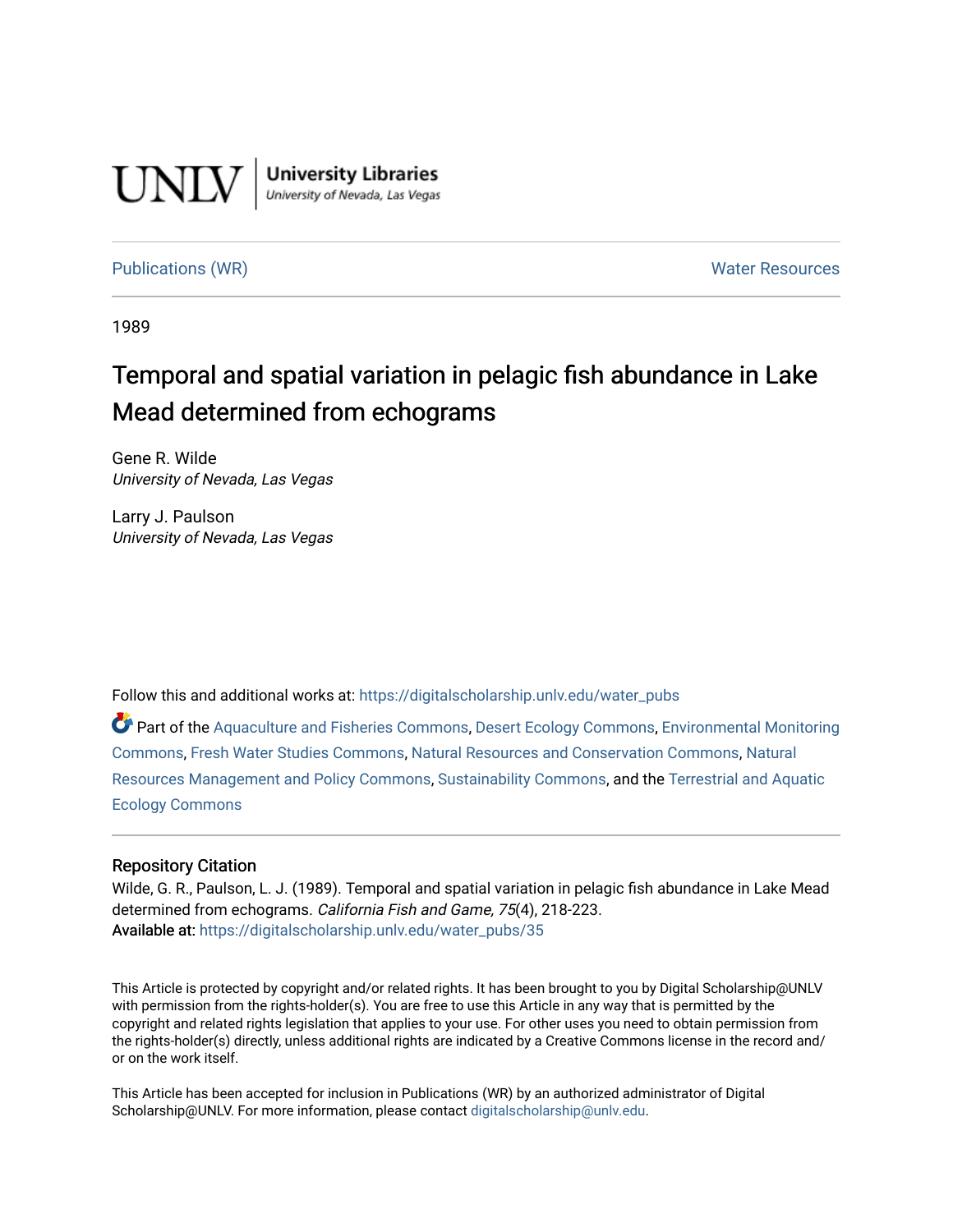UNLV | **University Libraries**
*University of Nevada, Las Vegas*

Publications (WR) Water Resources

1989

# Temporal and spatial variation in pelagic fish abundance in Lake Mead determined from echograms

Gene R. Wilde
*University of Nevada, Las Vegas*

Larry J. Paulson
*University of Nevada, Las Vegas*

Follow this and additional works at: https://digitalscholarship.unlv.edu/water_pubs

Part of the Aquaculture and Fisheries Commons, Desert Ecology Commons, Environmental Monitoring Commons, Fresh Water Studies Commons, Natural Resources and Conservation Commons, Natural Resources Management and Policy Commons, Sustainability Commons, and the Terrestrial and Aquatic Ecology Commons

## Repository Citation

Wilde, G. R., Paulson, L. J. (1989). Temporal and spatial variation in pelagic fish abundance in Lake Mead determined from echograms. *California Fish and Game, 75*(4), 218-223.
**Available at:** https://digitalscholarship.unlv.edu/water_pubs/35

This Article is protected by copyright and/or related rights. It has been brought to you by Digital Scholarship@UNLV with permission from the rights-holder(s). You are free to use this Article in any way that is permitted by the copyright and related rights legislation that applies to your use. For other uses you need to obtain permission from the rights-holder(s) directly, unless additional rights are indicated by a Creative Commons license in the record and/or on the work itself.

This Article has been accepted for inclusion in Publications (WR) by an authorized administrator of Digital Scholarship@UNLV. For more information, please contact digitalscholarship@unlv.edu.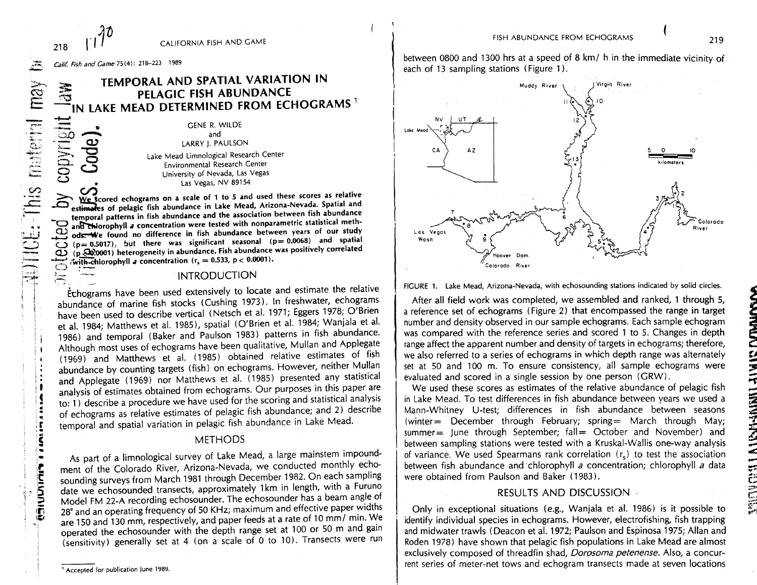Calif. Fish and Game 75(4): 218–223 1989

# TEMPORAL AND SPATIAL VARIATION IN PELAGIC FISH ABUNDANCE IN LAKE MEAD DETERMINED FROM ECHOGRAMS [1]

GENE R. WILDE
and
LARRY J. PAULSON
Lake Mead Limnological Research Center
Environmental Research Center
University of Nevada, Las Vegas
Las Vegas, NV 89154

**We scored echograms on a scale of 1 to 5 and used these scores as relative estimates of pelagic fish abundance in Lake Mead, Arizona-Nevada. Spatial and temporal patterns in fish abundance and the association between fish abundance and chlorophyll *a* concentration were tested with nonparametric statistical methods. We found no difference in fish abundance between years of our study ($p = 0.5017$), but there was significant seasonal ($p = 0.0068$) and spatial ($p < 0.0001$) heterogeneity in abundance. Fish abundance was positively correlated with chlorophyll *a* concentration ($r_s = 0.533$, $p < 0.0001$).**

## INTRODUCTION

Echograms have been used extensively to locate and estimate the relative abundance of marine fish stocks (Cushing 1973). In freshwater, echograms have been used to describe vertical (Netsch et al. 1971; Eggers 1978; O'Brien et al. 1984; Matthews et al. 1985), spatial (O'Brien et al. 1984; Wanjala et al. 1986) and temporal (Baker and Paulson 1983) patterns in fish abundance. Although most uses of echograms have been qualitative, Mullan and Applegate (1969) and Matthews et al. (1985) obtained relative estimates of fish abundance by counting targets (fish) on echograms. However, neither Mullan and Applegate (1969) nor Matthews et al. (1985) presented any statistical analysis of estimates obtained from echograms. Our purposes in this paper are to: 1) describe a procedure we have used for the scoring and statistical analysis of echograms as relative estimates of pelagic fish abundance; and 2) describe temporal and spatial variation in pelagic fish abundance in Lake Mead.

## METHODS

As part of a limnological survey of Lake Mead, a large mainstem impoundment of the Colorado River, Arizona-Nevada, we conducted monthly echosounding surveys from March 1981 through December 1982. On each sampling date we echosounded transects, approximately 1km in length, with a Furuno Model FM 22-A recording echosounder. The echosounder has a beam angle of 28° and an operating frequency of 50 KHz; maximum and effective paper widths are 150 and 130 mm, respectively, and paper feeds at a rate of 10 mm/ min. We operated the echosounder with the depth range set at 100 or 50 m and gain (sensitivity) generally set at 4 (on a scale of 0 to 10). Transects were run between 0800 and 1300 hrs at a speed of 8 km/ h in the immediate vicinity of each of 13 sampling stations (Figure 1).

FIGURE 1. Lake Mead, Arizona-Nevada, with echosounding stations indicated by solid circles.

After all field work was completed, we assembled and ranked, 1 through 5, a reference set of echograms (Figure 2) that encompassed the range in target number and density observed in our sample echograms. Each sample echogram was compared with the reference series and scored 1 to 5. Changes in depth range affect the apparent number and density of targets in echograms; therefore, we also referred to a series of echograms in which depth range was alternately set at 50 and 100 m. To ensure consistency, all sample echograms were evaluated and scored in a single session by one person (GRW).

We used these scores as estimates of the relative abundance of pelagic fish in Lake Mead. To test differences in fish abundance between years we used a Mann-Whitney U-test; differences in fish abundance between seasons (winter= December through February; spring= March through May; summer= June through September; fall= October and November) and between sampling stations were tested with a Kruskal-Wallis one-way analysis of variance. We used Spearmans rank correlation ($r_s$) to test the association between fish abundance and chlorophyll *a* concentration; chlorophyll *a* data were obtained from Paulson and Baker (1983).

## RESULTS AND DISCUSSION

Only in exceptional situations (e.g., Wanjala et al. 1986) is it possible to identify individual species in echograms. However, electrofishing, fish trapping and midwater trawls (Deacon et al. 1972; Paulson and Espinosa 1975; Allan and Roden 1978) have shown that pelagic fish populations in Lake Mead are almost exclusively composed of threadfin shad, *Dorosoma petenense*. Also, a concurrent series of meter-net tows and echogram transects made at seven locations

[1] Accepted for publication June 1989.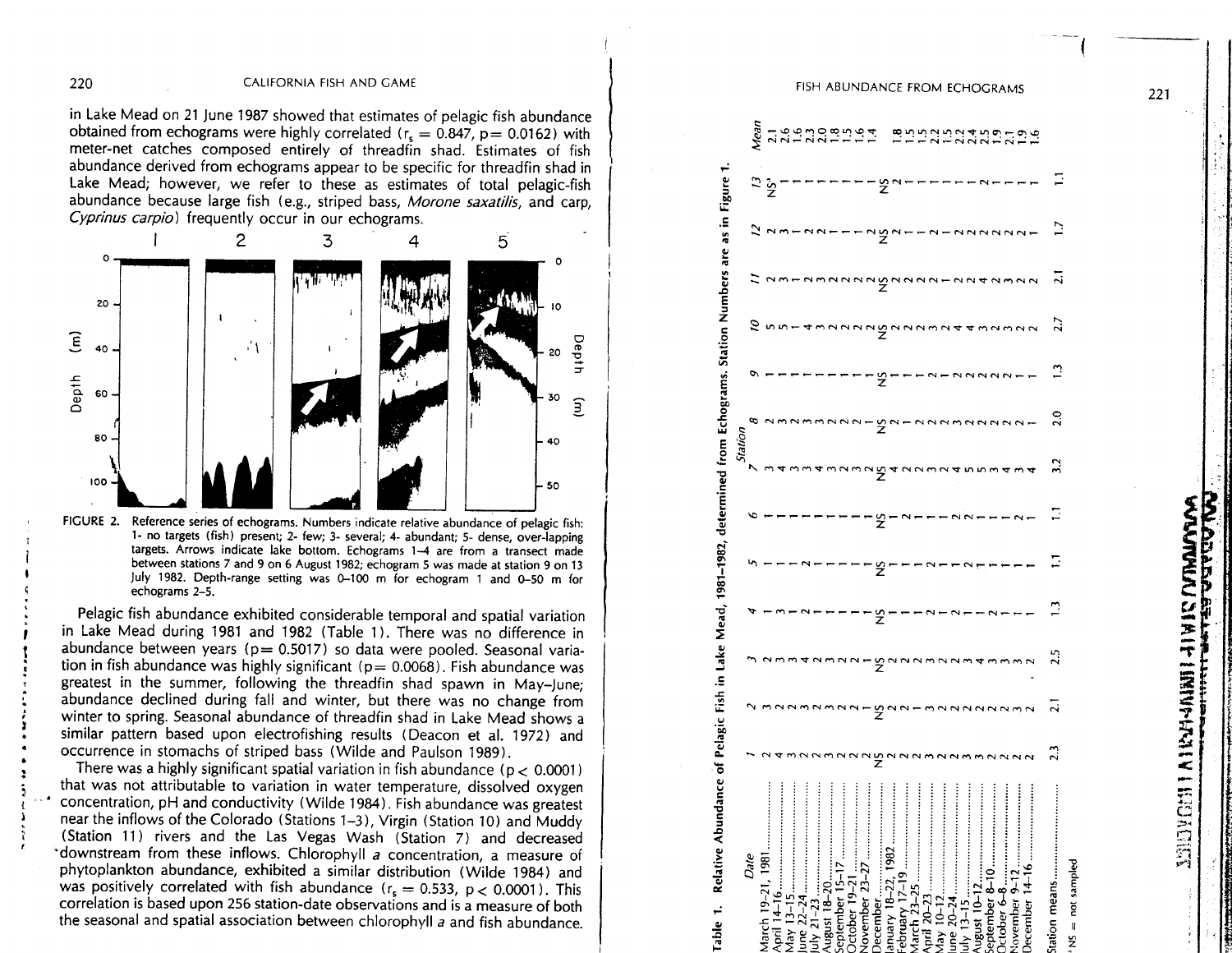in Lake Mead on 21 June 1987 showed that estimates of pelagic fish abundance obtained from echograms were highly correlated ($r_s = 0.847$, $p = 0.0162$) with meter-net catches composed entirely of threadfin shad. Estimates of fish abundance derived from echograms appear to be specific for threadfin shad in Lake Mead; however, we refer to these as estimates of total pelagic-fish abundance because large fish (e.g., striped bass, *Morone saxatilis*, and carp, *Cyprinus carpio*) frequently occur in our echograms.

FIGURE 2. Reference series of echograms. Numbers indicate relative abundance of pelagic fish: 1- no targets (fish) present; 2- few; 3- several; 4- abundant; 5- dense, over-lapping targets. Arrows indicate lake bottom. Echograms 1–4 are from a transect made between stations 7 and 9 on 6 August 1982; echogram 5 was made at station 9 on 13 July 1982. Depth-range setting was 0–100 m for echogram 1 and 0–50 m for echograms 2–5.

Pelagic fish abundance exhibited considerable temporal and spatial variation in Lake Mead during 1981 and 1982 (Table 1). There was no difference in abundance between years ($p = 0.5017$) so data were pooled. Seasonal variation in fish abundance was highly significant ($p = 0.0068$). Fish abundance was greatest in the summer, following the threadfin shad spawn in May–June; abundance declined during fall and winter, but there was no change from winter to spring. Seasonal abundance of threadfin shad in Lake Mead shows a similar pattern based upon electrofishing results (Deacon et al. 1972) and occurrence in stomachs of striped bass (Wilde and Paulson 1989).

There was a highly significant spatial variation in fish abundance ($p < 0.0001$) that was not attributable to variation in water temperature, dissolved oxygen concentration, pH and conductivity (Wilde 1984). Fish abundance was greatest near the inflows of the Colorado (Stations 1–3), Virgin (Station 10) and Muddy (Station 11) rivers and the Las Vegas Wash (Station 7) and decreased downstream from these inflows. Chlorophyll *a* concentration, a measure of phytoplankton abundance, exhibited a similar distribution (Wilde 1984) and was positively correlated with fish abundance ($r_s = 0.533$, $p < 0.0001$). This correlation is based upon 256 station-date observations and is a measure of both the seasonal and spatial association between chlorophyll *a* and fish abundance.

Table 1. Relative Abundance of Pelagic Fish in Lake Mead, 1981–1982, determined from Echograms. Station Numbers are as in Figure 1.

| Date | Station 1 | 2 | 3 | 4 | 5 | 6 | 7 | 8 | 9 | 10 | 11 | 12 | 13 | Mean |
|---|---|---|---|---|---|---|---|---|---|---|---|---|---|---|
| March 19–21, 1981 | 2 | 3 | 2 | 1 | 1 | 1 | 3 | 2 | 1 | 5 | 2 | 2 | NS[a] | 2.1 |
| April 14–16 | 4 | 2 | 3 | 3 | 1 | 1 | 4 | 3 | 1 | 5 | 3 | 3 | 1 | 2.6 |
| May 13–15 | 3 | 2 | 3 | 1 | 1 | 1 | 3 | 2 | 1 | 1 | 1 | 1 | 1 | 1.6 |
| June 22–24 | 2 | 3 | 4 | 2 | 2 | 1 | 3 | 3 | 1 | 4 | 2 | 2 | 1 | 2.3 |
| July 21–23 | 2 | 2 | 2 | 1 | 1 | 1 | 4 | 3 | 1 | 3 | 3 | 2 | 1 | 2.0 |
| August 18–20 | 3 | 3 | 3 | 1 | 1 | 1 | 3 | 2 | 1 | 2 | 2 | 1 | 1 | 1.8 |
| September 15–17 | 2 | 2 | 2 | 1 | 1 | 1 | 2 | 2 | 1 | 2 | 2 | 1 | 1 | 1.5 |
| October 19–21 | 2 | 2 | 2 | 1 | 1 | 1 | 3 | 2 | 1 | 2 | 2 | 1 | 1 | 1.6 |
| November 23–27 | 2 | 1 | 1 | 1 | 1 | 1 | 2 | 1 | 1 | 2 | 2 | 2 | 1 | 1.4 |
| December | NS | NS | NS | NS | NS | NS | NS | NS | NS | NS | NS | NS | NS | |
| January 18–22, 1982 | 2 | 2 | 2 | 1 | 1 | 1 | 4 | 2 | 1 | 2 | 2 | 2 | 2 | 1.8 |
| February 17–19 | 2 | 2 | 2 | 1 | 1 | 2 | 2 | 1 | 1 | 2 | 2 | 1 | 1 | 1.5 |
| March 23–25 | 3 | 1 | 2 | 1 | 1 | 1 | 2 | 2 | 1 | 2 | 2 | 2 | 1 | 1.5 |
| April 20–23 | 2 | 3 | 3 | 2 | 2 | 1 | 3 | 2 | 2 | 3 | 2 | 1 | 1 | 2.2 |
| May 10–12 | 2 | 2 | 2 | 1 | 1 | 1 | 2 | 2 | 1 | 2 | 1 | 2 | 1 | 1.5 |
| June 20–24 | 3 | 2 | 2 | 2 | 1 | 1 | 4 | 3 | 2 | 4 | 2 | 2 | 1 | 2.2 |
| July 13–15 | 3 | 2 | 3 | 1 | 1 | 2 | 5 | 2 | 2 | 4 | 2 | 2 | 1 | 2.4 |
| August 10–12 | 2 | 2 | 4 | 1 | 2 | 1 | 5 | 2 | 2 | 3 | 4 | 2 | 1 | 2.5 |
| September 8–10 | 2 | 2 | 3 | 2 | 1 | 1 | 3 | 2 | 2 | 2 | 2 | 2 | 2 | 1.9 |
| October 6–8 | 2 | 2 | 3 | 1 | 1 | 1 | 4 | 2 | 2 | 3 | 3 | 2 | 1 | 2.1 |
| November 9–12 | 2 | 3 | 2 | 1 | 1 | 2 | 3 | 2 | 1 | 2 | 2 | 2 | 1 | 1.9 |
| December 14–16 | 2 | 2 | 2 | 1 | 1 | 1 | 4 | 1 | 1 | 2 | 2 | 1 | 1 | 1.6 |
| Station means | 2.3 | 2.1 | 2.5 | 1.3 | 1.1 | 1.1 | 3.2 | 2.0 | 1.3 | 2.7 | 2.1 | 1.7 | 1.1 | |

[a] NS = not sampled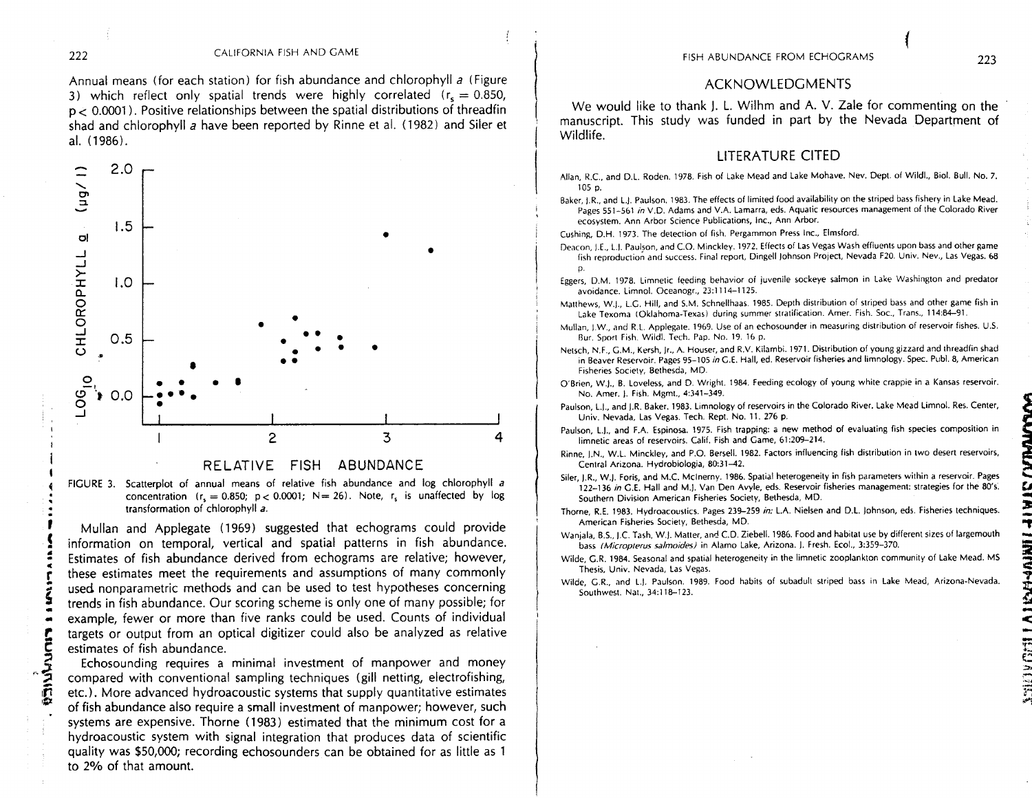Annual means (for each station) for fish abundance and chlorophyll *a* (Figure 3) which reflect only spatial trends were highly correlated ($r_s = 0.850$, $p < 0.0001$). Positive relationships between the spatial distributions of threadfin shad and chlorophyll *a* have been reported by Rinne et al. (1982) and Siler et al. (1986).

LOG$_{10}$ CHLOROPHYLL *a* (μg/l)

2.0
1.5
1.0
0.5
0.0

1
2
3
4

RELATIVE FISH ABUNDANCE

FIGURE 3. Scatterplot of annual means of relative fish abundance and log chlorophyll *a* concentration ($r_s = 0.850$; $p < 0.0001$; $N = 26$). Note, $r_s$ is unaffected by log transformation of chlorophyll *a*.

Mullan and Applegate (1969) suggested that echograms could provide information on temporal, vertical and spatial patterns in fish abundance. Estimates of fish abundance derived from echograms are relative; however, these estimates meet the requirements and assumptions of many commonly used nonparametric methods and can be used to test hypotheses concerning trends in fish abundance. Our scoring scheme is only one of many possible; for example, fewer or more than five ranks could be used. Counts of individual targets or output from an optical digitizer could also be analyzed as relative estimates of fish abundance.

Echosounding requires a minimal investment of manpower and money compared with conventional sampling techniques (gill netting, electrofishing, etc.). More advanced hydroacoustic systems that supply quantitative estimates of fish abundance also require a small investment of manpower; however, such systems are expensive. Thorne (1983) estimated that the minimum cost for a hydroacoustic system with signal integration that produces data of scientific quality was $50,000; recording echosounders can be obtained for as little as 1 to 2% of that amount.

## ACKNOWLEDGMENTS

We would like to thank J. L. Wilhm and A. V. Zale for commenting on the manuscript. This study was funded in part by the Nevada Department of Wildlife.

## LITERATURE CITED

Allan, R.C., and D.L. Roden. 1978. Fish of Lake Mead and Lake Mohave. Nev. Dept. of Wildl., Biol. Bull. No. 7. 105 p.

Baker, J.R., and L.J. Paulson. 1983. The effects of limited food availability on the striped bass fishery in Lake Mead. Pages 551–561 *in* V.D. Adams and V.A. Lamarra, eds. Aquatic resources management of the Colorado River ecosystem. Ann Arbor Science Publications, Inc., Ann Arbor.

Cushing, D.H. 1973. The detection of fish. Pergammon Press Inc., Elmsford.

Deacon, J.E., L.J. Paulson, and C.O. Minckley. 1972. Effects of Las Vegas Wash effluents upon bass and other game fish reproduction and success. Final report, Dingell Johnson Project, Nevada F20. Univ. Nev., Las Vegas. 68 p.

Eggers, D.M. 1978. Limnetic feeding behavior of juvenile sockeye salmon in Lake Washington and predator avoidance. Limnol. Oceanogr., 23:1114–1125.

Matthews, W.J., L.G. Hill, and S.M. Schnellhaas. 1985. Depth distribution of striped bass and other game fish in Lake Texoma (Oklahoma-Texas) during summer stratification. Amer. Fish. Soc., Trans., 114:84–91.

Mullan, J.W., and R.L. Applegate. 1969. Use of an echosounder in measuring distribution of reservoir fishes. U.S. Bur. Sport Fish. Wildl. Tech. Pap. No. 19. 16 p.

Netsch, N.F., G.M., Kersh, Jr., A. Houser, and R.V. Kilambi. 1971. Distribution of young gizzard and threadfin shad in Beaver Reservoir. Pages 95–105 *in* G.E. Hall, ed. Reservoir fisheries and limnology. Spec. Publ. 8, American Fisheries Society, Bethesda, MD.

O'Brien, W.J., B. Loveless, and D. Wright. 1984. Feeding ecology of young white crappie in a Kansas reservoir. No. Amer. J. Fish. Mgmt., 4:341–349.

Paulson, L.J., and J.R. Baker. 1983. Limnology of reservoirs in the Colorado River. Lake Mead Limnol. Res. Center, Univ. Nevada, Las Vegas. Tech. Rept. No. 11. 276 p.

Paulson, L.J., and F.A. Espinosa. 1975. Fish trapping: a new method of evaluating fish species composition in limnetic areas of reservoirs. Calif. Fish and Game, 61:209–214.

Rinne, J.N., W.L. Minckley, and P.O. Bersell. 1982. Factors influencing fish distribution in two desert reservoirs, Central Arizona. Hydrobiologia, 80:31–42.

Siler, J.R., W.J. Foris, and M.C. McInerny. 1986. Spatial heterogeneity in fish parameters within a reservoir. Pages 122–136 *in* G.E. Hall and M.J. Van Den Avyle, eds. Reservoir fisheries management: strategies for the 80's. Southern Division American Fisheries Society, Bethesda, MD.

Thorne, R.E. 1983. Hydroacoustics. Pages 239–259 *in*: L.A. Nielsen and D.L. Johnson, eds. Fisheries techniques. American Fisheries Society, Bethesda, MD.

Wanjala, B.S., J.C. Tash, W.J. Matter, and C.D. Ziebell. 1986. Food and habitat use by different sizes of largemouth bass (*Micropterus salmoides*) in Alamo Lake, Arizona. J. Fresh. Ecol., 3:359–370.

Wilde, G.R. 1984. Seasonal and spatial heterogeneity in the limnetic zooplankton community of Lake Mead. MS Thesis, Univ. Nevada, Las Vegas.

Wilde, G.R., and L.J. Paulson. 1989. Food habits of subadult striped bass in Lake Mead, Arizona-Nevada. Southwest. Nat., 34:118–123.